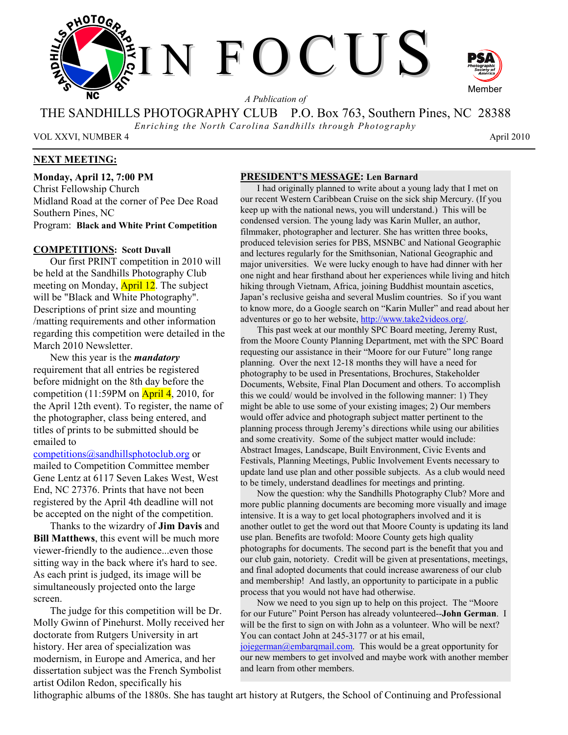# IN FOCUS

*A Publication of*

THE SANDHILLS PHOTOGRAPHY CLUB P.O. Box 763, Southern Pines, NC 28388

*Enriching the North Carolina Sandhills through Photography*

VOL XXVI, NUMBER 4 April 2010

## NEXT MEETING:

**Monday, April 12, 7:00 PM**
Christ Fellowship Church
Midland Road at the corner of Pee Dee Road
Southern Pines, NC
Program: **Black and White Print Competition**

## COMPETITIONS: Scott Duvall

Our first PRINT competition in 2010 will be held at the Sandhills Photography Club meeting on Monday, April 12. The subject will be "Black and White Photography". Descriptions of print size and mounting /matting requirements and other information regarding this competition were detailed in the March 2010 Newsletter.

New this year is the ***mandatory*** requirement that all entries be registered before midnight on the 8th day before the competition (11:59PM on April 4, 2010, for the April 12th event). To register, the name of the photographer, class being entered, and titles of prints to be submitted should be emailed to competitions@sandhillsphotoclub.org or mailed to Competition Committee member Gene Lentz at 6117 Seven Lakes West, West End, NC 27376. Prints that have not been registered by the April 4th deadline will not be accepted on the night of the competition.

Thanks to the wizardry of **Jim Davis** and **Bill Matthews**, this event will be much more viewer-friendly to the audience...even those sitting way in the back where it's hard to see. As each print is judged, its image will be simultaneously projected onto the large screen.

The judge for this competition will be Dr. Molly Gwinn of Pinehurst. Molly received her doctorate from Rutgers University in art history. Her area of specialization was modernism, in Europe and America, and her dissertation subject was the French Symbolist artist Odilon Redon, specifically his lithographic albums of the 1880s. She has taught art history at Rutgers, the School of Continuing and Professional

## PRESIDENT'S MESSAGE: Len Barnard

I had originally planned to write about a young lady that I met on our recent Western Caribbean Cruise on the sick ship Mercury. (If you keep up with the national news, you will understand.) This will be condensed version. The young lady was Karin Muller, an author, filmmaker, photographer and lecturer. She has written three books, produced television series for PBS, MSNBC and National Geographic and lectures regularly for the Smithsonian, National Geographic and major universities. We were lucky enough to have had dinner with her one night and hear firsthand about her experiences while living and hitch hiking through Vietnam, Africa, joining Buddhist mountain ascetics, Japan's reclusive geisha and several Muslim countries. So if you want to know more, do a Google search on "Karin Muller" and read about her adventures or go to her website, http://www.take2videos.org/.

This past week at our monthly SPC Board meeting, Jeremy Rust, from the Moore County Planning Department, met with the SPC Board requesting our assistance in their "Moore for our Future" long range planning. Over the next 12-18 months they will have a need for photography to be used in Presentations, Brochures, Stakeholder Documents, Website, Final Plan Document and others. To accomplish this we could/ would be involved in the following manner: 1) They might be able to use some of your existing images; 2) Our members would offer advice and photograph subject matter pertinent to the planning process through Jeremy's directions while using our abilities and some creativity. Some of the subject matter would include: Abstract Images, Landscape, Built Environment, Civic Events and Festivals, Planning Meetings, Public Involvement Events necessary to update land use plan and other possible subjects. As a club would need to be timely, understand deadlines for meetings and printing.

Now the question: why the Sandhills Photography Club? More and more public planning documents are becoming more visually and image intensive. It is a way to get local photographers involved and it is another outlet to get the word out that Moore County is updating its land use plan. Benefits are twofold: Moore County gets high quality photographs for documents. The second part is the benefit that you and our club gain, notoriety. Credit will be given at presentations, meetings, and final adopted documents that could increase awareness of our club and membership! And lastly, an opportunity to participate in a public process that you would not have had otherwise.

Now we need to you sign up to help on this project. The "Moore for our Future" Point Person has already volunteered--**John German**. I will be the first to sign on with John as a volunteer. Who will be next? You can contact John at 245-3177 or at his email, jojegerman@embarqmail.com. This would be a great opportunity for our new members to get involved and maybe work with another member and learn from other members.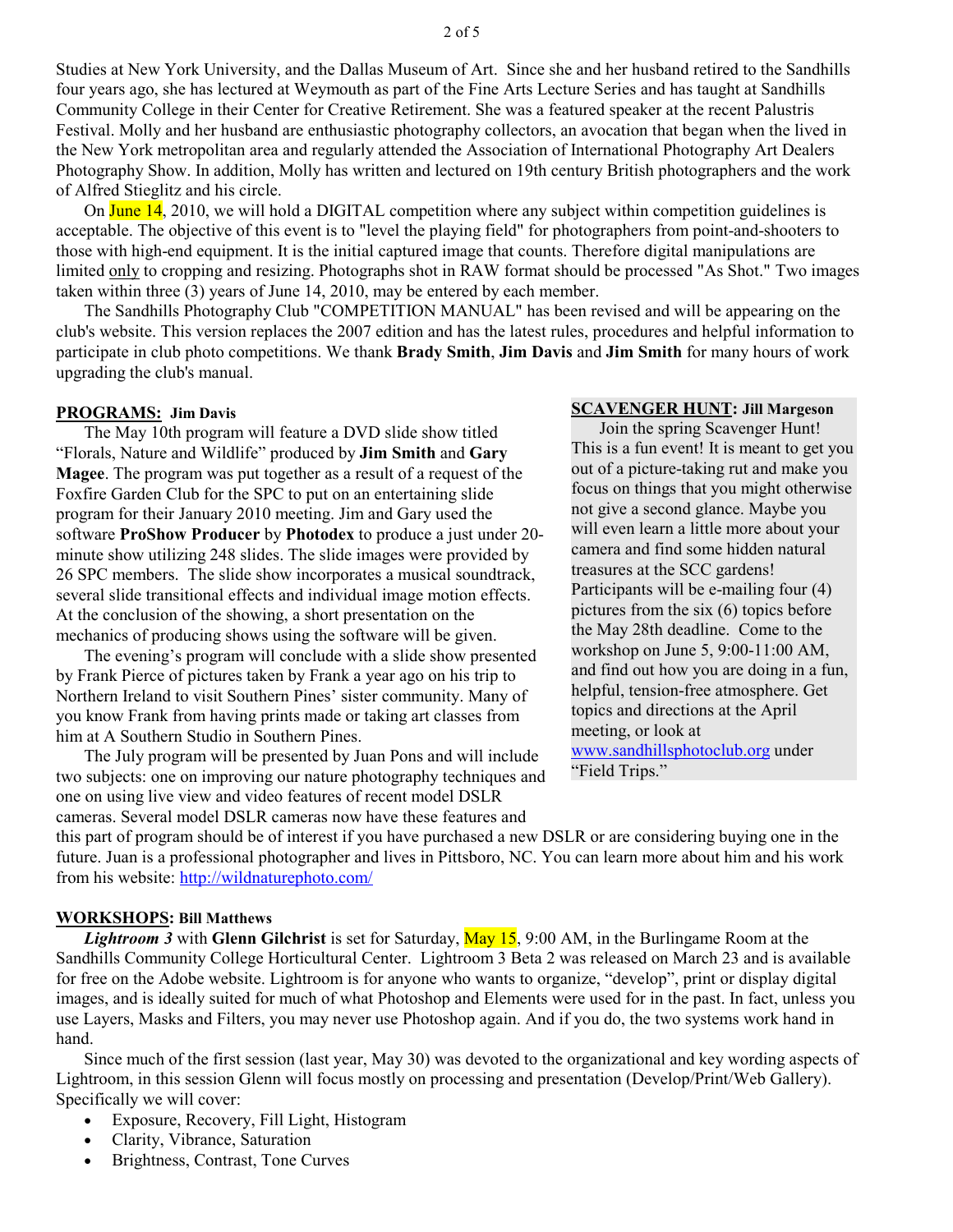Studies at New York University, and the Dallas Museum of Art. Since she and her husband retired to the Sandhills four years ago, she has lectured at Weymouth as part of the Fine Arts Lecture Series and has taught at Sandhills Community College in their Center for Creative Retirement. She was a featured speaker at the recent Palustris Festival. Molly and her husband are enthusiastic photography collectors, an avocation that began when the lived in the New York metropolitan area and regularly attended the Association of International Photography Art Dealers Photography Show. In addition, Molly has written and lectured on 19th century British photographers and the work of Alfred Stieglitz and his circle.

On June 14, 2010, we will hold a DIGITAL competition where any subject within competition guidelines is acceptable. The objective of this event is to "level the playing field" for photographers from point-and-shooters to those with high-end equipment. It is the initial captured image that counts. Therefore digital manipulations are limited only to cropping and resizing. Photographs shot in RAW format should be processed "As Shot." Two images taken within three (3) years of June 14, 2010, may be entered by each member.

The Sandhills Photography Club "COMPETITION MANUAL" has been revised and will be appearing on the club's website. This version replaces the 2007 edition and has the latest rules, procedures and helpful information to participate in club photo competitions. We thank **Brady Smith**, **Jim Davis** and **Jim Smith** for many hours of work upgrading the club's manual.

## PROGRAMS: Jim Davis

The May 10th program will feature a DVD slide show titled "Florals, Nature and Wildlife" produced by **Jim Smith** and **Gary Magee**. The program was put together as a result of a request of the Foxfire Garden Club for the SPC to put on an entertaining slide program for their January 2010 meeting. Jim and Gary used the software **ProShow Producer** by **Photodex** to produce a just under 20-minute show utilizing 248 slides. The slide images were provided by 26 SPC members. The slide show incorporates a musical soundtrack, several slide transitional effects and individual image motion effects. At the conclusion of the showing, a short presentation on the mechanics of producing shows using the software will be given.

The evening's program will conclude with a slide show presented by Frank Pierce of pictures taken by Frank a year ago on his trip to Northern Ireland to visit Southern Pines' sister community. Many of you know Frank from having prints made or taking art classes from him at A Southern Studio in Southern Pines.

The July program will be presented by Juan Pons and will include two subjects: one on improving our nature photography techniques and one on using live view and video features of recent model DSLR cameras. Several model DSLR cameras now have these features and this part of program should be of interest if you have purchased a new DSLR or are considering buying one in the future. Juan is a professional photographer and lives in Pittsboro, NC. You can learn more about him and his work from his website: http://wildnaturephoto.com/

## SCAVENGER HUNT: Jill Margeson

Join the spring Scavenger Hunt! This is a fun event! It is meant to get you out of a picture-taking rut and make you focus on things that you might otherwise not give a second glance. Maybe you will even learn a little more about your camera and find some hidden natural treasures at the SCC gardens! Participants will be e-mailing four (4) pictures from the six (6) topics before the May 28th deadline. Come to the workshop on June 5, 9:00-11:00 AM, and find out how you are doing in a fun, helpful, tension-free atmosphere. Get topics and directions at the April meeting, or look at www.sandhillsphotoclub.org under "Field Trips."

## WORKSHOPS: Bill Matthews

***Lightroom 3*** with **Glenn Gilchrist** is set for Saturday, May 15, 9:00 AM, in the Burlingame Room at the Sandhills Community College Horticultural Center. Lightroom 3 Beta 2 was released on March 23 and is available for free on the Adobe website. Lightroom is for anyone who wants to organize, "develop", print or display digital images, and is ideally suited for much of what Photoshop and Elements were used for in the past. In fact, unless you use Layers, Masks and Filters, you may never use Photoshop again. And if you do, the two systems work hand in hand.

Since much of the first session (last year, May 30) was devoted to the organizational and key wording aspects of Lightroom, in this session Glenn will focus mostly on processing and presentation (Develop/Print/Web Gallery). Specifically we will cover:

- Exposure, Recovery, Fill Light, Histogram
- Clarity, Vibrance, Saturation
- Brightness, Contrast, Tone Curves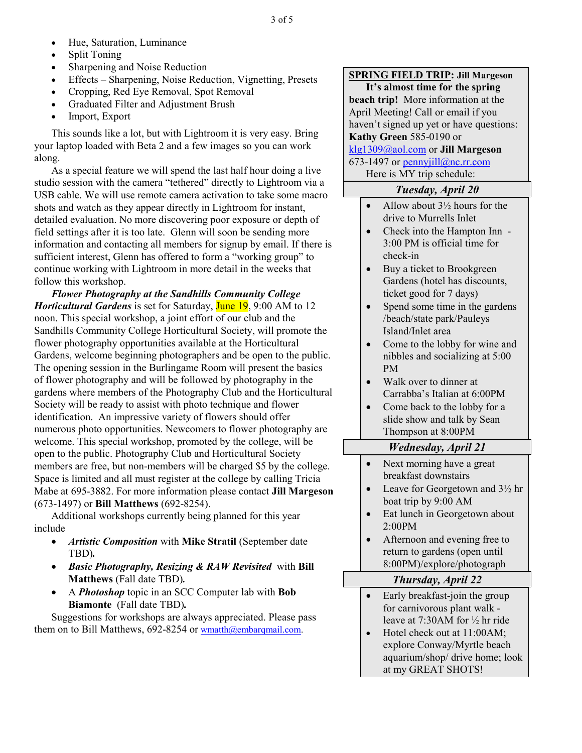- Hue, Saturation, Luminance
- Split Toning
- Sharpening and Noise Reduction
- Effects – Sharpening, Noise Reduction, Vignetting, Presets
- Cropping, Red Eye Removal, Spot Removal
- Graduated Filter and Adjustment Brush
- Import, Export

This sounds like a lot, but with Lightroom it is very easy. Bring your laptop loaded with Beta 2 and a few images so you can work along.

As a special feature we will spend the last half hour doing a live studio session with the camera "tethered" directly to Lightroom via a USB cable. We will use remote camera activation to take some macro shots and watch as they appear directly in Lightroom for instant, detailed evaluation. No more discovering poor exposure or depth of field settings after it is too late. Glenn will soon be sending more information and contacting all members for signup by email. If there is sufficient interest, Glenn has offered to form a "working group" to continue working with Lightroom in more detail in the weeks that follow this workshop.

***Flower Photography at the Sandhills Community College Horticultural Gardens*** is set for Saturday, June 19, 9:00 AM to 12 noon. This special workshop, a joint effort of our club and the Sandhills Community College Horticultural Society, will promote the flower photography opportunities available at the Horticultural Gardens, welcome beginning photographers and be open to the public. The opening session in the Burlingame Room will present the basics of flower photography and will be followed by photography in the gardens where members of the Photography Club and the Horticultural Society will be ready to assist with photo technique and flower identification. An impressive variety of flowers should offer numerous photo opportunities. Newcomers to flower photography are welcome. This special workshop, promoted by the college, will be open to the public. Photography Club and Horticultural Society members are free, but non-members will be charged $5 by the college. Space is limited and all must register at the college by calling Tricia Mabe at 695-3882. For more information please contact **Jill Margeson** (673-1497) or **Bill Matthews** (692-8254).

Additional workshops currently being planned for this year include

- ***Artistic Composition*** with **Mike Stratil** (September date TBD).
- ***Basic Photography, Resizing & RAW Revisited*** with **Bill Matthews** (Fall date TBD).
- A ***Photoshop*** topic in an SCC Computer lab with **Bob Biamonte** (Fall date TBD).

Suggestions for workshops are always appreciated. Please pass them on to Bill Matthews, 692-8254 or wmatth@embarqmail.com.

**SPRING FIELD TRIP: Jill Margeson**

**It's almost time for the spring beach trip!** More information at the April Meeting! Call or email if you haven't signed up yet or have questions: **Kathy Green** 585-0190 or klg1309@aol.com or **Jill Margeson** 673-1497 or pennyjill@nc.rr.com

Here is MY trip schedule:

***Tuesday, April 20***

- Allow about 3½ hours for the drive to Murrells Inlet
- Check into the Hampton Inn - 3:00 PM is official time for check-in
- Buy a ticket to Brookgreen Gardens (hotel has discounts, ticket good for 7 days)
- Spend some time in the gardens /beach/state park/Pauleys Island/Inlet area
- Come to the lobby for wine and nibbles and socializing at 5:00 PM
- Walk over to dinner at Carrabba's Italian at 6:00PM
- Come back to the lobby for a slide show and talk by Sean Thompson at 8:00PM

***Wednesday, April 21***

- Next morning have a great breakfast downstairs
- Leave for Georgetown and 3½ hr boat trip by 9:00 AM
- Eat lunch in Georgetown about 2:00PM
- Afternoon and evening free to return to gardens (open until 8:00PM)/explore/photograph

***Thursday, April 22***

- Early breakfast-join the group for carnivorous plant walk - leave at 7:30AM for ½ hr ride
- Hotel check out at 11:00AM; explore Conway/Myrtle beach aquarium/shop/ drive home; look at my GREAT SHOTS!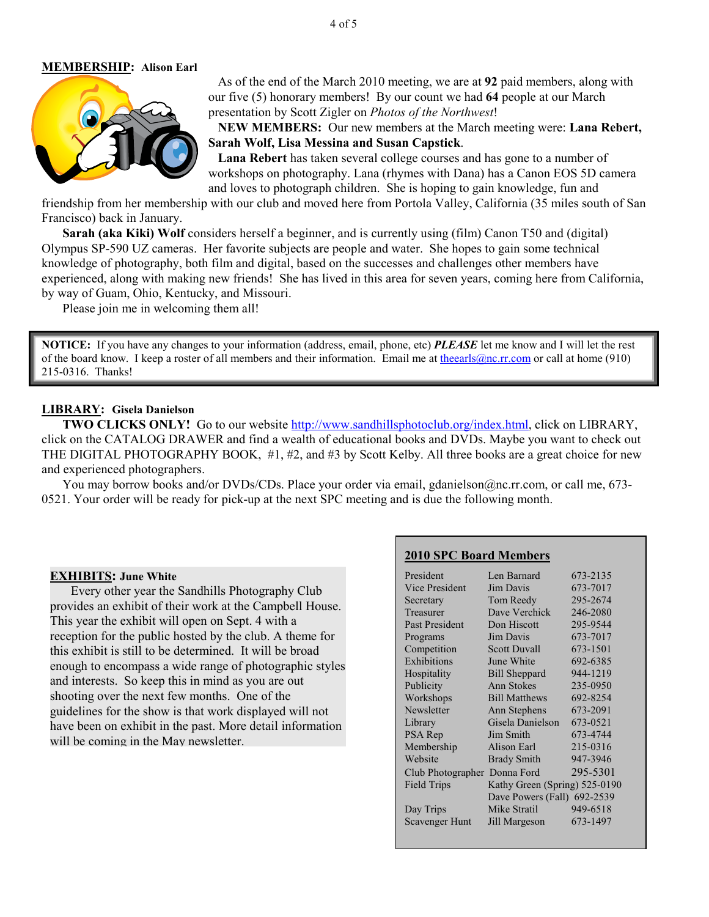**MEMBERSHIP: Alison Earl**

As of the end of the March 2010 meeting, we are at **92** paid members, along with our five (5) honorary members! By our count we had **64** people at our March presentation by Scott Zigler on *Photos of the Northwest*!

**NEW MEMBERS:** Our new members at the March meeting were: **Lana Rebert, Sarah Wolf, Lisa Messina and Susan Capstick**.

**Lana Rebert** has taken several college courses and has gone to a number of workshops on photography. Lana (rhymes with Dana) has a Canon EOS 5D camera and loves to photograph children. She is hoping to gain knowledge, fun and friendship from her membership with our club and moved here from Portola Valley, California (35 miles south of San Francisco) back in January.

**Sarah (aka Kiki) Wolf** considers herself a beginner, and is currently using (film) Canon T50 and (digital) Olympus SP-590 UZ cameras. Her favorite subjects are people and water. She hopes to gain some technical knowledge of photography, both film and digital, based on the successes and challenges other members have experienced, along with making new friends! She has lived in this area for seven years, coming here from California, by way of Guam, Ohio, Kentucky, and Missouri.

Please join me in welcoming them all!

> **NOTICE:** If you have any changes to your information (address, email, phone, etc) ***PLEASE*** let me know and I will let the rest of the board know. I keep a roster of all members and their information. Email me at theearls@nc.rr.com or call at home (910) 215-0316. Thanks!

**LIBRARY: Gisela Danielson**

**TWO CLICKS ONLY!** Go to our website http://www.sandhillsphotoclub.org/index.html, click on LIBRARY, click on the CATALOG DRAWER and find a wealth of educational books and DVDs. Maybe you want to check out THE DIGITAL PHOTOGRAPHY BOOK, #1, #2, and #3 by Scott Kelby. All three books are a great choice for new and experienced photographers.

You may borrow books and/or DVDs/CDs. Place your order via email, gdanielson@nc.rr.com, or call me, 673-0521. Your order will be ready for pick-up at the next SPC meeting and is due the following month.

**EXHIBITS: June White**

Every other year the Sandhills Photography Club provides an exhibit of their work at the Campbell House. This year the exhibit will open on Sept. 4 with a reception for the public hosted by the club. A theme for this exhibit is still to be determined. It will be broad enough to encompass a wide range of photographic styles and interests. So keep this in mind as you are out shooting over the next few months. One of the guidelines for the show is that work displayed will not have been on exhibit in the past. More detail information will be coming in the May newsletter.

**2010 SPC Board Members**

| Position | Name | Phone |
|---|---|---|
| President | Len Barnard | 673-2135 |
| Vice President | Jim Davis | 673-7017 |
| Secretary | Tom Reedy | 295-2674 |
| Treasurer | Dave Verchick | 246-2080 |
| Past President | Don Hiscott | 295-9544 |
| Programs | Jim Davis | 673-7017 |
| Competition | Scott Duvall | 673-1501 |
| Exhibitions | June White | 692-6385 |
| Hospitality | Bill Sheppard | 944-1219 |
| Publicity | Ann Stokes | 235-0950 |
| Workshops | Bill Matthews | 692-8254 |
| Newsletter | Ann Stephens | 673-2091 |
| Library | Gisela Danielson | 673-0521 |
| PSA Rep | Jim Smith | 673-4744 |
| Membership | Alison Earl | 215-0316 |
| Website | Brady Smith | 947-3946 |
| Club Photographer | Donna Ford | 295-5301 |
| Field Trips | Kathy Green (Spring) | 525-0190 |
| | Dave Powers (Fall) | 692-2539 |
| Day Trips | Mike Stratil | 949-6518 |
| Scavenger Hunt | Jill Margeson | 673-1497 |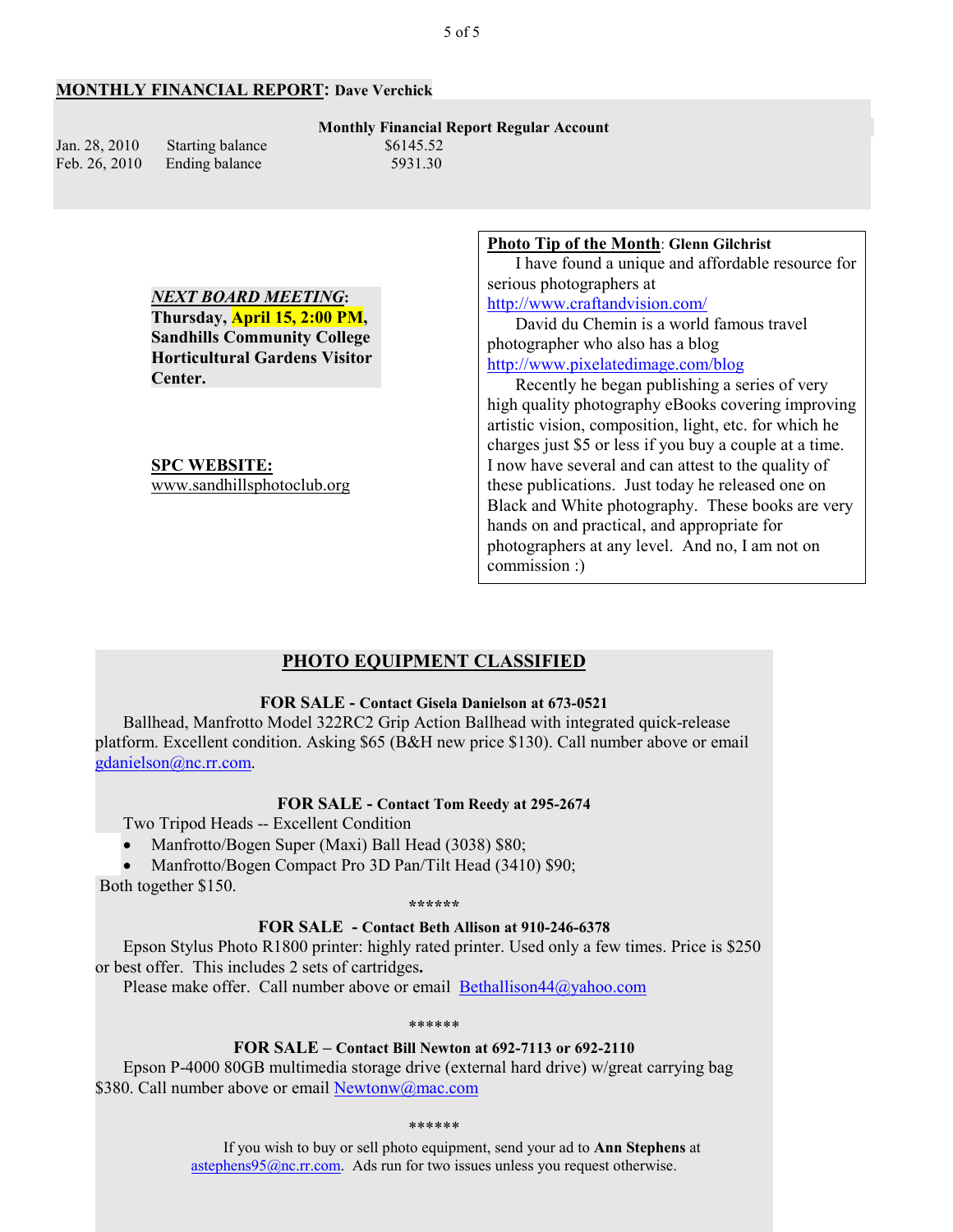## **MONTHLY FINANCIAL REPORT**: Dave Verchick

**Monthly Financial Report Regular Account**

| | | |
|---|---|---|
| Jan. 28, 2010 | Starting balance | $6145.52 |
| Feb. 26, 2010 | Ending balance | 5931.30 |

***NEXT BOARD MEETING***: **Thursday, April 15, 2:00 PM, Sandhills Community College Horticultural Gardens Visitor Center.**

**SPC WEBSITE:**
www.sandhillsphotoclub.org

**Photo Tip of the Month**: **Glenn Gilchrist**

I have found a unique and affordable resource for serious photographers at http://www.craftandvision.com/

David du Chemin is a world famous travel photographer who also has a blog http://www.pixelatedimage.com/blog

Recently he began publishing a series of very high quality photography eBooks covering improving artistic vision, composition, light, etc. for which he charges just $5 or less if you buy a couple at a time. I now have several and can attest to the quality of these publications. Just today he released one on Black and White photography. These books are very hands on and practical, and appropriate for photographers at any level. And no, I am not on commission :)

## PHOTO EQUIPMENT CLASSIFIED

**FOR SALE - Contact Gisela Danielson at 673-0521**

Ballhead, Manfrotto Model 322RC2 Grip Action Ballhead with integrated quick-release platform. Excellent condition. Asking $65 (B&H new price $130). Call number above or email gdanielson@nc.rr.com.

**FOR SALE - Contact Tom Reedy at 295-2674**

Two Tripod Heads -- Excellent Condition

- Manfrotto/Bogen Super (Maxi) Ball Head (3038) $80;
- Manfrotto/Bogen Compact Pro 3D Pan/Tilt Head (3410) $90;

Both together $150.

******

**FOR SALE - Contact Beth Allison at 910-246-6378**

Epson Stylus Photo R1800 printer: highly rated printer. Used only a few times. Price is $250 or best offer. This includes 2 sets of cartridges**.**

Please make offer. Call number above or email Bethallison44@yahoo.com

******

**FOR SALE – Contact Bill Newton at 692-7113 or 692-2110**

Epson P-4000 80GB multimedia storage drive (external hard drive) w/great carrying bag $380. Call number above or email Newtonw@mac.com

******

If you wish to buy or sell photo equipment, send your ad to **Ann Stephens** at astephens95@nc.rr.com. Ads run for two issues unless you request otherwise.